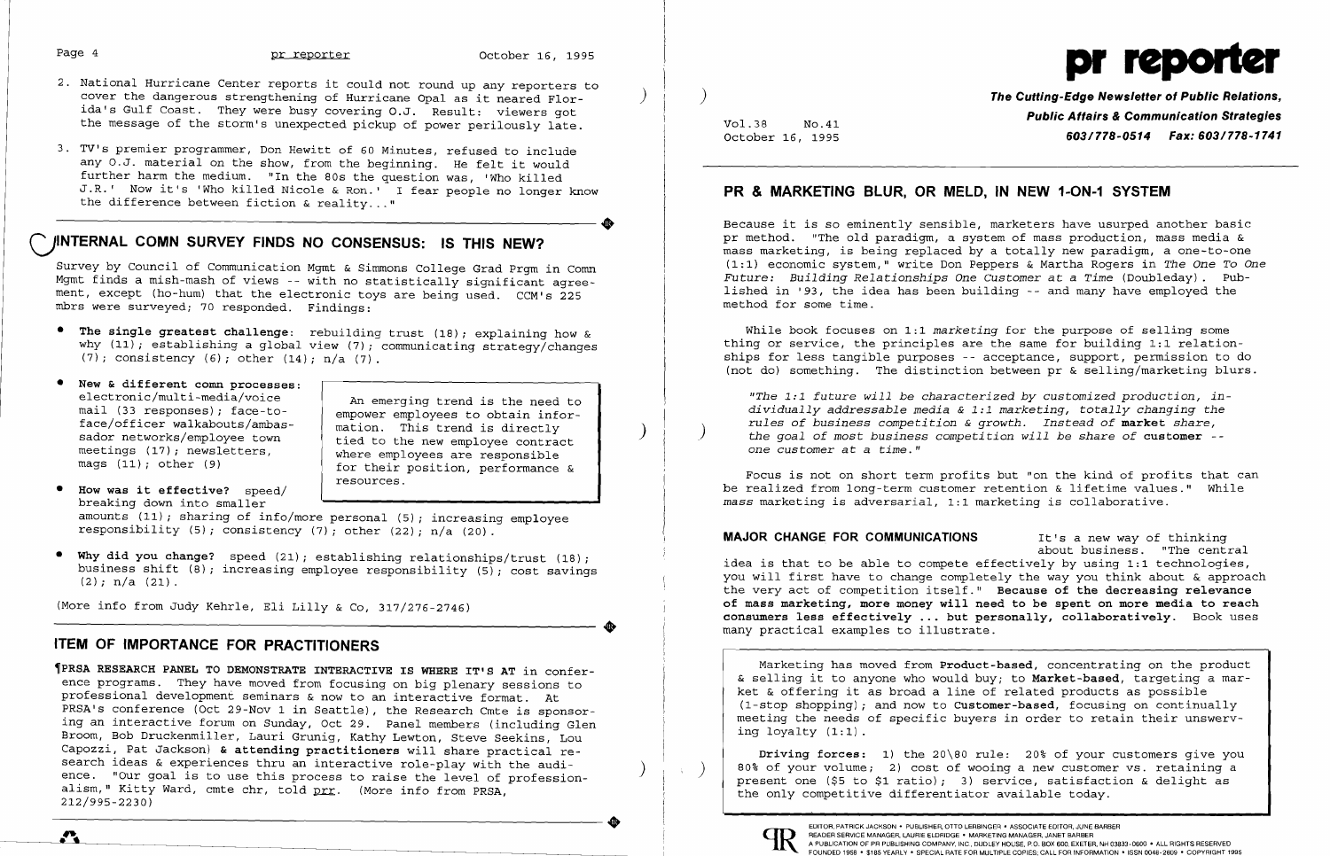2. National Hurricane Center reports it could not round up any reporters to cover the dangerous strengthening of Hurricane Opal as it neared Florida's Gulf Coast. They were busy covering O.J. Result: viewers got the message of the storm's unexpected pickup of power perilously late.

3. TV's premier programmer, Don Hewitt of 60 Minutes, refused to include any O.J. material on the show, from the beginning. He felt it would further harm the medium. "In the 80s the question was, 'Who killed J.R.' Now it's 'Who killed Nicole & Ron.' I fear people no longer know the difference between fiction & reality..."

## INTERNAL COMN SURVEY FINDS NO CONSENSUS: IS THIS NEW?

Survey by Council of Communication Mgmt & Simmons College Grad Prgm in Comn Mgmt finds a mish-mash of views -- with no statistically significant agreement, except (ho-hum) that the electronic toys are being used. CCM's 225 mbrs were surveyed; 70 responded. Findings:

- **The single greatest challenge**: rebuilding trust (18); explaining how & why (11); establishing a global view (7); communicating strategy/changes (7); consistency (6); other (14); n/a (7).
- **New & different comn processes**: electronic/multi-media/voice mail (33 responses); face-to-face/officer walkabouts/ambassador networks/employee town meetings (17); newsletters, mags (11); other (9)
- **How was it effective?** speed/breaking down into smaller amounts (11); sharing of info/more personal (5); increasing employee responsibility (5); consistency (7); other (22); n/a (20).
- **Why did you change?** speed (21); establishing relationships/trust (18); business shift (8); increasing employee responsibility (5); cost savings (2); n/a (21).

> An emerging trend is the need to empower employees to obtain information. This trend is directly tied to the new employee contract where employees are responsible for their position, performance & resources.

(More info from Judy Kehrle, Eli Lilly & Co, 317/276-2746)

## ITEM OF IMPORTANCE FOR PRACTITIONERS

¶**PRSA RESEARCH PANEL TO DEMONSTRATE INTERACTIVE IS WHERE IT'S AT** in conference programs. They have moved from focusing on big plenary sessions to professional development seminars & now to an interactive format. At PRSA's conference (Oct 29-Nov 1 in Seattle), the Research Cmte is sponsoring an interactive forum on Sunday, Oct 29. Panel members (including Glen Broom, Bob Druckenmiller, Lauri Grunig, Kathy Lewton, Steve Seekins, Lou Capozzi, Pat Jackson) **& attending practitioners** will share practical research ideas & experiences thru an interactive role-play with the audience. "Our goal is to use this process to raise the level of professionalism," Kitty Ward, cmte chr, told prr. (More info from PRSA, 212/995-2230)

# pr reporter

**The Cutting-Edge Newsletter of Public Relations, Public Affairs & Communication Strategies**
**603/778-0514 Fax: 603/778-1741**

Vol.38 No.41
October 16, 1995

## PR & MARKETING BLUR, OR MELD, IN NEW 1-ON-1 SYSTEM

Because it is so eminently sensible, marketers have usurped another basic pr method. "The old paradigm, a system of mass production, mass media & mass marketing, is being replaced by a totally new paradigm, a one-to-one (1:1) economic system," write Don Peppers & Martha Rogers in *The One To One Future: Building Relationships One Customer at a Time* (Doubleday). Published in '93, the idea has been building -- and many have employed the method for some time.

While book focuses on 1:1 *marketing* for the purpose of selling some thing or service, the principles are the same for building 1:1 relationships for less tangible purposes -- acceptance, support, permission to do (not do) something. The distinction between pr & selling/marketing blurs.

> *"The 1:1 future will be characterized by customized production, individually addressable media & 1:1 marketing, totally changing the rules of business competition & growth. Instead of* ***market*** *share, the goal of most business competition will be share of* ***customer*** *-- one customer at a time."*

Focus is not on short term profits but "on the kind of profits that can be realized from long-term customer retention & lifetime values." While *mass* marketing is adversarial, 1:1 marketing is collaborative.

**MAJOR CHANGE FOR COMMUNICATIONS** It's a new way of thinking about business. "The central idea is that to be able to compete effectively by using 1:1 technologies, you will first have to change completely the way you think about & approach the very act of competition itself." **Because of the decreasing relevance of mass marketing, more money will need to be spent on more media to reach consumers less effectively ... but personally, collaboratively.** Book uses many practical examples to illustrate.

> Marketing has moved from **Product-based**, concentrating on the product & selling it to anyone who would buy; to **Market-based**, targeting a market & offering it as broad a line of related products as possible (1-stop shopping); and now to **Customer-based**, focusing on continually meeting the needs of specific buyers in order to retain their unswerving loyalty (1:1).
>
> **Driving forces:** 1) the 20\80 rule: 20% of your customers give you 80% of your volume; 2) cost of wooing a new customer vs. retaining a present one ($5 to $1 ratio); 3) service, satisfaction & delight as the only competitive differentiator available today.

EDITOR, PATRICK JACKSON • PUBLISHER, OTTO LERBINGER • ASSOCIATE EDITOR, JUNE BARBER
READER SERVICE MANAGER, LAURIE ELDRIDGE • MARKETING MANAGER, JANET BARBER
A PUBLICATION OF PR PUBLISHING COMPANY, INC., DUDLEY HOUSE, P.O. BOX 600, EXETER, NH 03833-0600 • ALL RIGHTS RESERVED
FOUNDED 1958 • $185 YEARLY • SPECIAL RATE FOR MULTIPLE COPIES: CALL FOR INFORMATION • ISSN 0048-2609 • COPYRIGHT 1995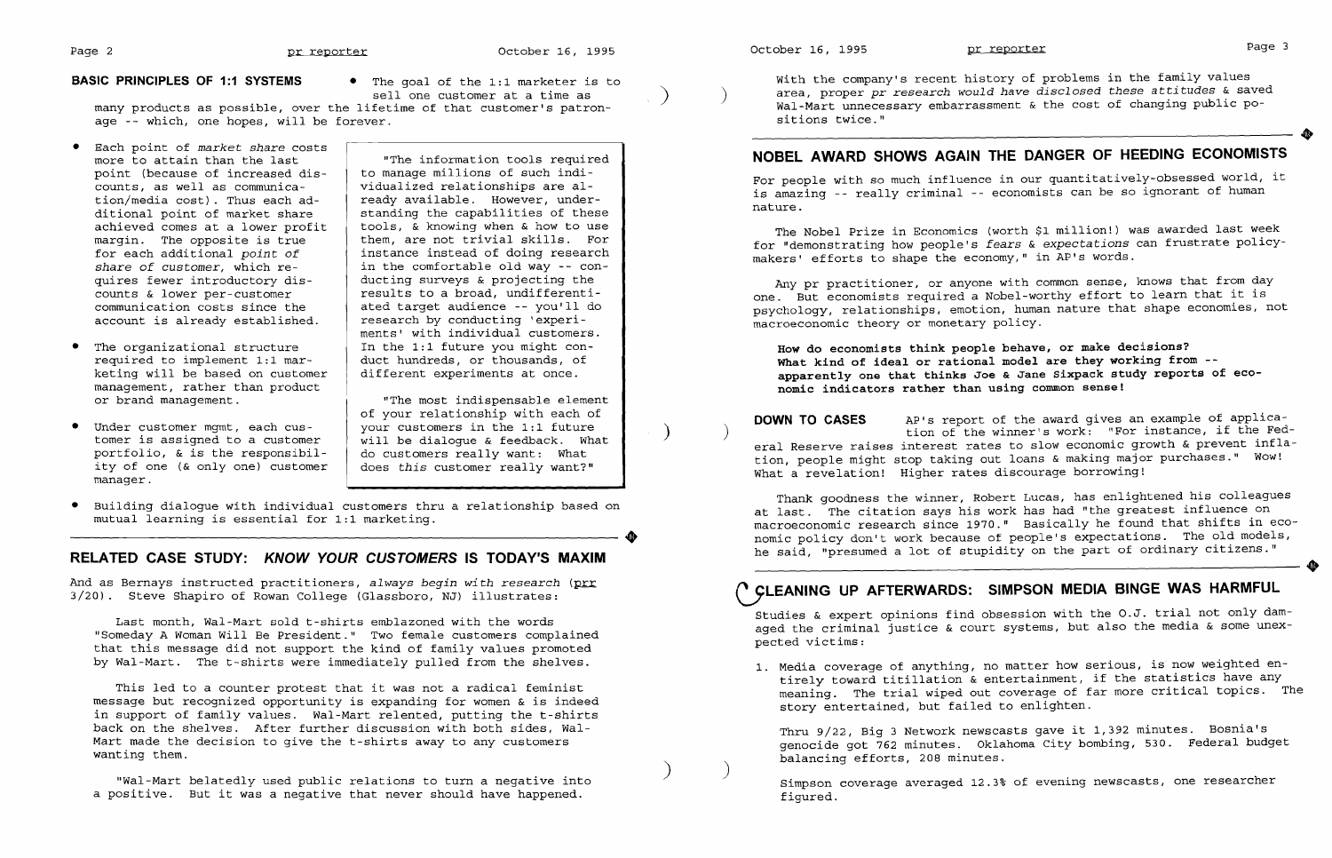## BASIC PRINCIPLES OF 1:1 SYSTEMS

- The goal of the 1:1 marketer is to sell one customer at a time as many products as possible, over the lifetime of that customer's patronage -- which, one hopes, will be forever.

- Each point of *market share* costs more to attain than the last point (because of increased discounts, as well as communication/media cost). Thus each additional point of market share achieved comes at a lower profit margin. The opposite is true for each additional *point of share of customer*, which requires fewer introductory discounts & lower per-customer communication costs since the account is already established.

- The organizational structure required to implement 1:1 marketing will be based on customer management, rather than product or brand management.

- Under customer mgmt, each customer is assigned to a customer portfolio, & is the responsibility of one (& only one) customer manager.

> "The information tools required to manage millions of such individualized relationships are already available. However, understanding the capabilities of these tools, & knowing when & how to use them, are not trivial skills. For instance instead of doing research in the comfortable old way -- conducting surveys & projecting the results to a broad, undifferentiated target audience -- you'll do research by conducting 'experiments' with individual customers. In the 1:1 future you might conduct hundreds, or thousands, of different experiments at once.
>
> "The most indispensable element of your relationship with each of your customers in the 1:1 future will be dialogue & feedback. What do customers really want: What does *this* customer really want?"

- Building dialogue with individual customers thru a relationship based on mutual learning is essential for 1:1 marketing.

## RELATED CASE STUDY: *KNOW YOUR CUSTOMERS* IS TODAY'S MAXIM

And as Bernays instructed practitioners, *always begin with research* (prr 3/20). Steve Shapiro of Rowan College (Glassboro, NJ) illustrates:

Last month, Wal-Mart sold t-shirts emblazoned with the words "Someday A Woman Will Be President." Two female customers complained that this message did not support the kind of family values promoted by Wal-Mart. The t-shirts were immediately pulled from the shelves.

This led to a counter protest that it was not a radical feminist message but recognized opportunity is expanding for women & is indeed in support of family values. Wal-Mart relented, putting the t-shirts back on the shelves. After further discussion with both sides, Wal-Mart made the decision to give the t-shirts away to any customers wanting them.

"Wal-Mart belatedly used public relations to turn a negative into a positive. But it was a negative that never should have happened. With the company's recent history of problems in the family values area, proper *pr research would have disclosed these attitudes* & saved Wal-Mart unnecessary embarrassment & the cost of changing public positions twice."

## NOBEL AWARD SHOWS AGAIN THE DANGER OF HEEDING ECONOMISTS

For people with so much influence in our quantitatively-obsessed world, it is amazing -- really criminal -- economists can be so ignorant of human nature.

The Nobel Prize in Economics (worth $1 million!) was awarded last week for "demonstrating how people's *fears & expectations* can frustrate policy-makers' efforts to shape the economy," in AP's words.

Any pr practitioner, or anyone with common sense, knows that from day one. But economists required a Nobel-worthy effort to learn that it is psychology, relationships, emotion, human nature that shape economies, not macroeconomic theory or monetary policy.

**How do economists think people behave, or make decisions? What kind of ideal or rational model are they working from -- apparently one that thinks Joe & Jane Sixpack study reports of economic indicators rather than using common sense!**

**DOWN TO CASES** AP's report of the award gives an example of application of the winner's work: "For instance, if the Federal Reserve raises interest rates to slow economic growth & prevent inflation, people might stop taking out loans & making major purchases." Wow! What a revelation! Higher rates discourage borrowing!

Thank goodness the winner, Robert Lucas, has enlightened his colleagues at last. The citation says his work has had "the greatest influence on macroeconomic research since 1970." Basically he found that shifts in economic policy don't work because of people's expectations. The old models, he said, "presumed a lot of stupidity on the part of ordinary citizens."

## CLEANING UP AFTERWARDS: SIMPSON MEDIA BINGE WAS HARMFUL

Studies & expert opinions find obsession with the O.J. trial not only damaged the criminal justice & court systems, but also the media & some unexpected victims:

1. Media coverage of anything, no matter how serious, is now weighted entirely toward titillation & entertainment, if the statistics have any meaning. The trial wiped out coverage of far more critical topics. The story entertained, but failed to enlighten.

   Thru 9/22, Big 3 Network newscasts gave it 1,392 minutes. Bosnia's genocide got 762 minutes. Oklahoma City bombing, 530. Federal budget balancing efforts, 208 minutes.

   Simpson coverage averaged 12.3% of evening newscasts, one researcher figured.